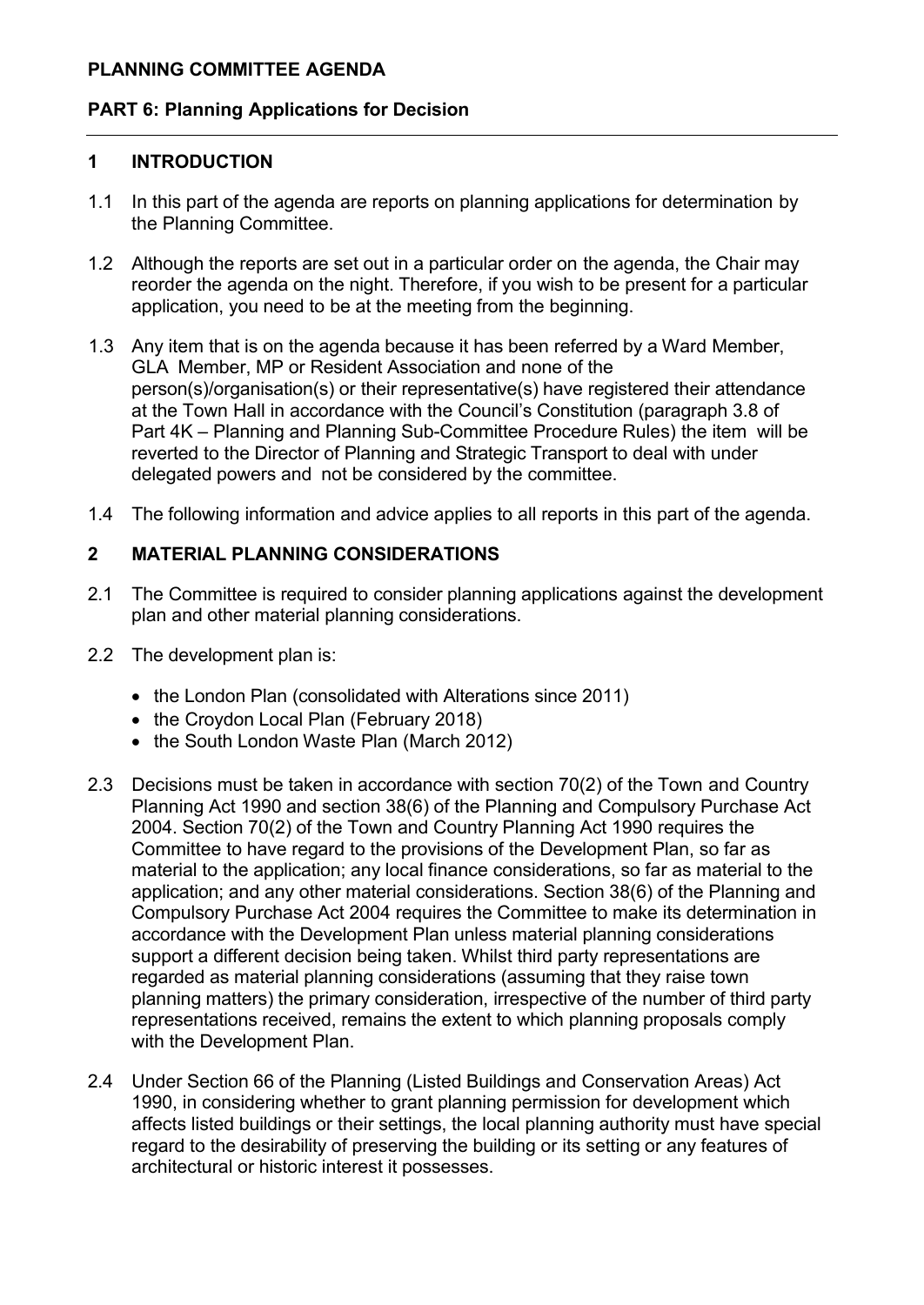**PLANNING COMMITTEE AGENDA**

**PART 6: Planning Applications for Decision**

---

## 1 INTRODUCTION

1.1 In this part of the agenda are reports on planning applications for determination by the Planning Committee.

1.2 Although the reports are set out in a particular order on the agenda, the Chair may reorder the agenda on the night. Therefore, if you wish to be present for a particular application, you need to be at the meeting from the beginning.

1.3 Any item that is on the agenda because it has been referred by a Ward Member, GLA Member, MP or Resident Association and none of the person(s)/organisation(s) or their representative(s) have registered their attendance at the Town Hall in accordance with the Council's Constitution (paragraph 3.8 of Part 4K – Planning and Planning Sub-Committee Procedure Rules) the item will be reverted to the Director of Planning and Strategic Transport to deal with under delegated powers and not be considered by the committee.

1.4 The following information and advice applies to all reports in this part of the agenda.

## 2 MATERIAL PLANNING CONSIDERATIONS

2.1 The Committee is required to consider planning applications against the development plan and other material planning considerations.

2.2 The development plan is:

- the London Plan (consolidated with Alterations since 2011)
- the Croydon Local Plan (February 2018)
- the South London Waste Plan (March 2012)

2.3 Decisions must be taken in accordance with section 70(2) of the Town and Country Planning Act 1990 and section 38(6) of the Planning and Compulsory Purchase Act 2004. Section 70(2) of the Town and Country Planning Act 1990 requires the Committee to have regard to the provisions of the Development Plan, so far as material to the application; any local finance considerations, so far as material to the application; and any other material considerations. Section 38(6) of the Planning and Compulsory Purchase Act 2004 requires the Committee to make its determination in accordance with the Development Plan unless material planning considerations support a different decision being taken. Whilst third party representations are regarded as material planning considerations (assuming that they raise town planning matters) the primary consideration, irrespective of the number of third party representations received, remains the extent to which planning proposals comply with the Development Plan.

2.4 Under Section 66 of the Planning (Listed Buildings and Conservation Areas) Act 1990, in considering whether to grant planning permission for development which affects listed buildings or their settings, the local planning authority must have special regard to the desirability of preserving the building or its setting or any features of architectural or historic interest it possesses.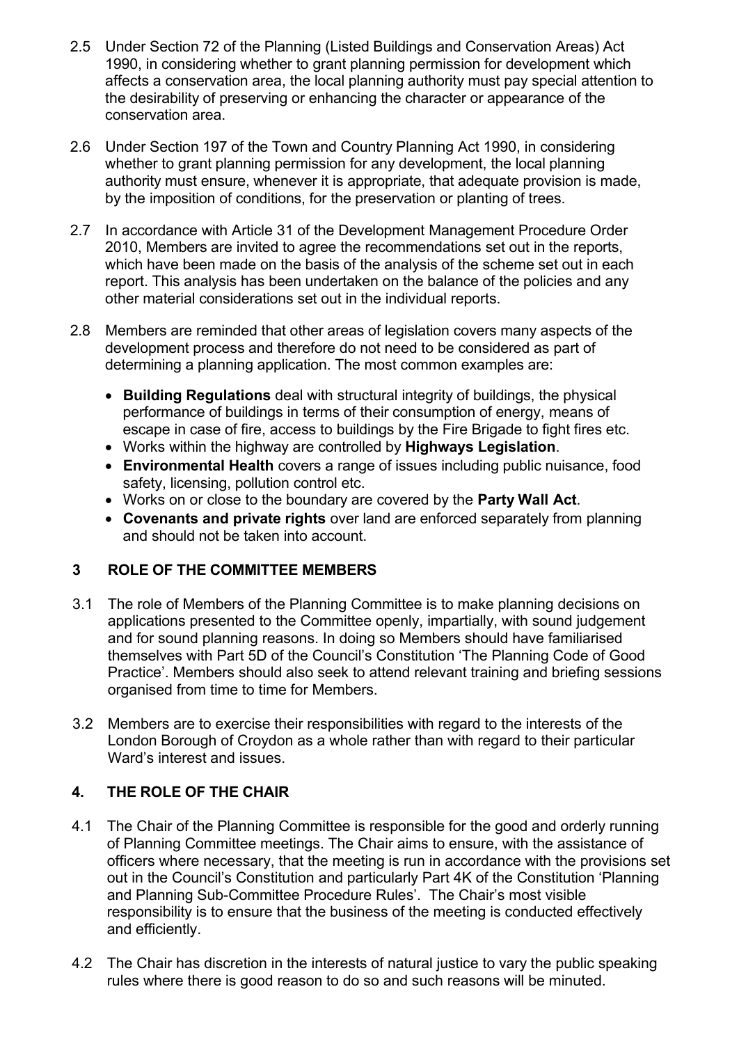2.5 Under Section 72 of the Planning (Listed Buildings and Conservation Areas) Act 1990, in considering whether to grant planning permission for development which affects a conservation area, the local planning authority must pay special attention to the desirability of preserving or enhancing the character or appearance of the conservation area.

2.6 Under Section 197 of the Town and Country Planning Act 1990, in considering whether to grant planning permission for any development, the local planning authority must ensure, whenever it is appropriate, that adequate provision is made, by the imposition of conditions, for the preservation or planting of trees.

2.7 In accordance with Article 31 of the Development Management Procedure Order 2010, Members are invited to agree the recommendations set out in the reports, which have been made on the basis of the analysis of the scheme set out in each report. This analysis has been undertaken on the balance of the policies and any other material considerations set out in the individual reports.

2.8 Members are reminded that other areas of legislation covers many aspects of the development process and therefore do not need to be considered as part of determining a planning application. The most common examples are:

- **Building Regulations** deal with structural integrity of buildings, the physical performance of buildings in terms of their consumption of energy, means of escape in case of fire, access to buildings by the Fire Brigade to fight fires etc.
- Works within the highway are controlled by **Highways Legislation**.
- **Environmental Health** covers a range of issues including public nuisance, food safety, licensing, pollution control etc.
- Works on or close to the boundary are covered by the **Party Wall Act**.
- **Covenants and private rights** over land are enforced separately from planning and should not be taken into account.

## 3 ROLE OF THE COMMITTEE MEMBERS

3.1 The role of Members of the Planning Committee is to make planning decisions on applications presented to the Committee openly, impartially, with sound judgement and for sound planning reasons. In doing so Members should have familiarised themselves with Part 5D of the Council's Constitution 'The Planning Code of Good Practice'. Members should also seek to attend relevant training and briefing sessions organised from time to time for Members.

3.2 Members are to exercise their responsibilities with regard to the interests of the London Borough of Croydon as a whole rather than with regard to their particular Ward's interest and issues.

## 4. THE ROLE OF THE CHAIR

4.1 The Chair of the Planning Committee is responsible for the good and orderly running of Planning Committee meetings. The Chair aims to ensure, with the assistance of officers where necessary, that the meeting is run in accordance with the provisions set out in the Council's Constitution and particularly Part 4K of the Constitution 'Planning and Planning Sub-Committee Procedure Rules'. The Chair's most visible responsibility is to ensure that the business of the meeting is conducted effectively and efficiently.

4.2 The Chair has discretion in the interests of natural justice to vary the public speaking rules where there is good reason to do so and such reasons will be minuted.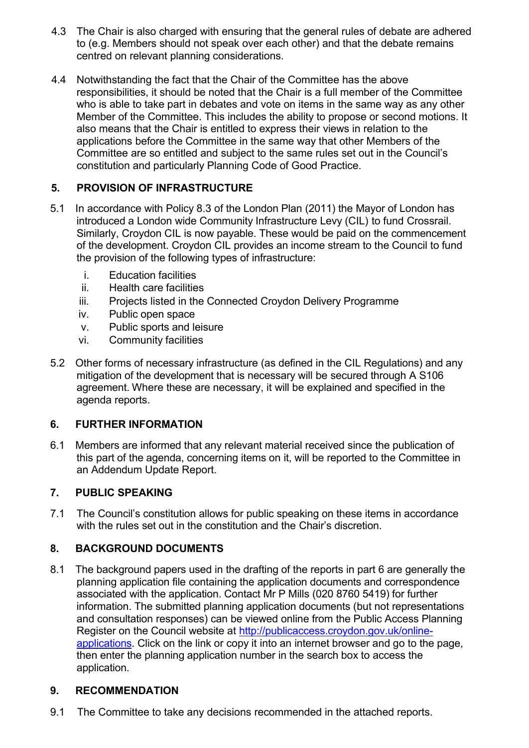4.3 The Chair is also charged with ensuring that the general rules of debate are adhered to (e.g. Members should not speak over each other) and that the debate remains centred on relevant planning considerations.

4.4 Notwithstanding the fact that the Chair of the Committee has the above responsibilities, it should be noted that the Chair is a full member of the Committee who is able to take part in debates and vote on items in the same way as any other Member of the Committee. This includes the ability to propose or second motions. It also means that the Chair is entitled to express their views in relation to the applications before the Committee in the same way that other Members of the Committee are so entitled and subject to the same rules set out in the Council's constitution and particularly Planning Code of Good Practice.

## 5. PROVISION OF INFRASTRUCTURE

5.1 In accordance with Policy 8.3 of the London Plan (2011) the Mayor of London has introduced a London wide Community Infrastructure Levy (CIL) to fund Crossrail. Similarly, Croydon CIL is now payable. These would be paid on the commencement of the development. Croydon CIL provides an income stream to the Council to fund the provision of the following types of infrastructure:

i. Education facilities
ii. Health care facilities
iii. Projects listed in the Connected Croydon Delivery Programme
iv. Public open space
v. Public sports and leisure
vi. Community facilities

5.2 Other forms of necessary infrastructure (as defined in the CIL Regulations) and any mitigation of the development that is necessary will be secured through A S106 agreement. Where these are necessary, it will be explained and specified in the agenda reports.

## 6. FURTHER INFORMATION

6.1 Members are informed that any relevant material received since the publication of this part of the agenda, concerning items on it, will be reported to the Committee in an Addendum Update Report.

## 7. PUBLIC SPEAKING

7.1 The Council's constitution allows for public speaking on these items in accordance with the rules set out in the constitution and the Chair's discretion.

## 8. BACKGROUND DOCUMENTS

8.1 The background papers used in the drafting of the reports in part 6 are generally the planning application file containing the application documents and correspondence associated with the application. Contact Mr P Mills (020 8760 5419) for further information. The submitted planning application documents (but not representations and consultation responses) can be viewed online from the Public Access Planning Register on the Council website at http://publicaccess.croydon.gov.uk/online-applications. Click on the link or copy it into an internet browser and go to the page, then enter the planning application number in the search box to access the application.

## 9. RECOMMENDATION

9.1 The Committee to take any decisions recommended in the attached reports.